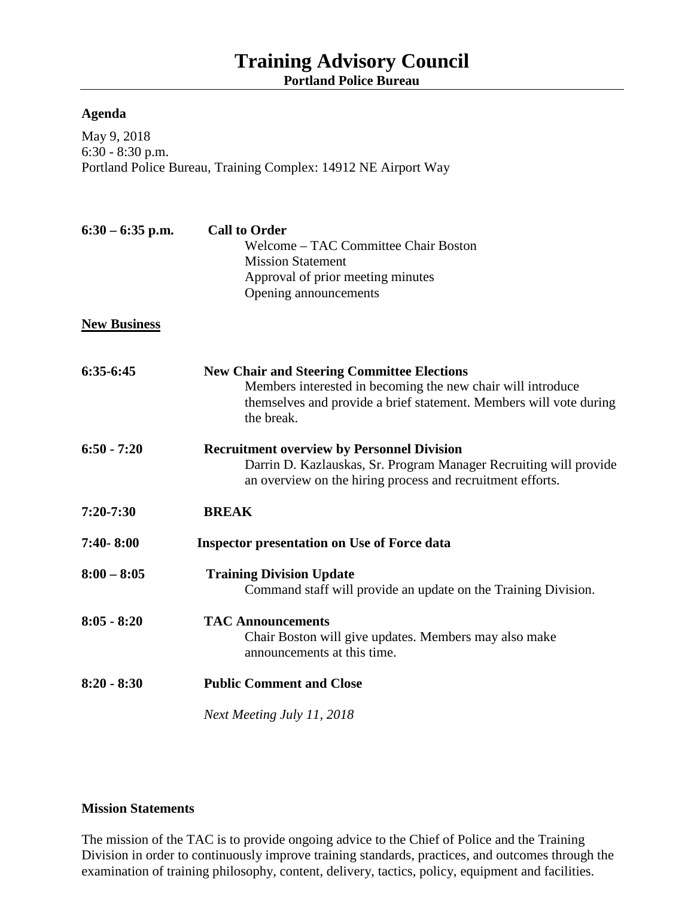# Training Advisory Council

**Portland Police Bureau**

---

**Agenda**

May 9, 2018
6:30 - 8:30 p.m.
Portland Police Bureau, Training Complex: 14912 NE Airport Way

**6:30 – 6:35 p.m.** **Call to Order**

Welcome – TAC Committee Chair Boston
Mission Statement
Approval of prior meeting minutes
Opening announcements

**New Business**

**6:35-6:45** **New Chair and Steering Committee Elections**

Members interested in becoming the new chair will introduce themselves and provide a brief statement. Members will vote during the break.

**6:50 - 7:20** **Recruitment overview by Personnel Division**

Darrin D. Kazlauskas, Sr. Program Manager Recruiting will provide an overview on the hiring process and recruitment efforts.

**7:20-7:30** **BREAK**

**7:40- 8:00** **Inspector presentation on Use of Force data**

**8:00 – 8:05** **Training Division Update**

Command staff will provide an update on the Training Division.

**8:05 - 8:20** **TAC Announcements**

Chair Boston will give updates. Members may also make announcements at this time.

**8:20 - 8:30** **Public Comment and Close**

*Next Meeting July 11, 2018*

**Mission Statements**

The mission of the TAC is to provide ongoing advice to the Chief of Police and the Training Division in order to continuously improve training standards, practices, and outcomes through the examination of training philosophy, content, delivery, tactics, policy, equipment and facilities.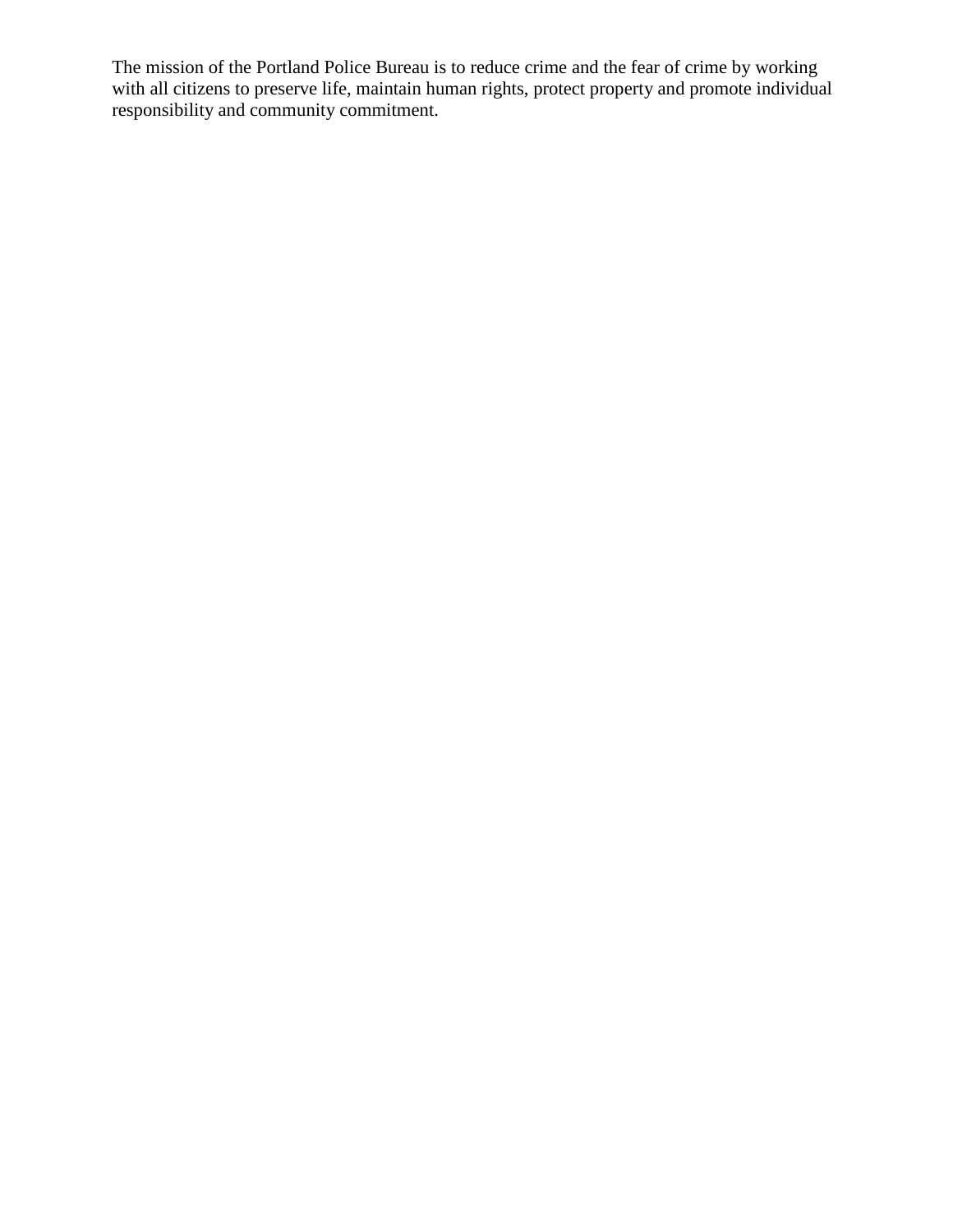The mission of the Portland Police Bureau is to reduce crime and the fear of crime by working with all citizens to preserve life, maintain human rights, protect property and promote individual responsibility and community commitment.